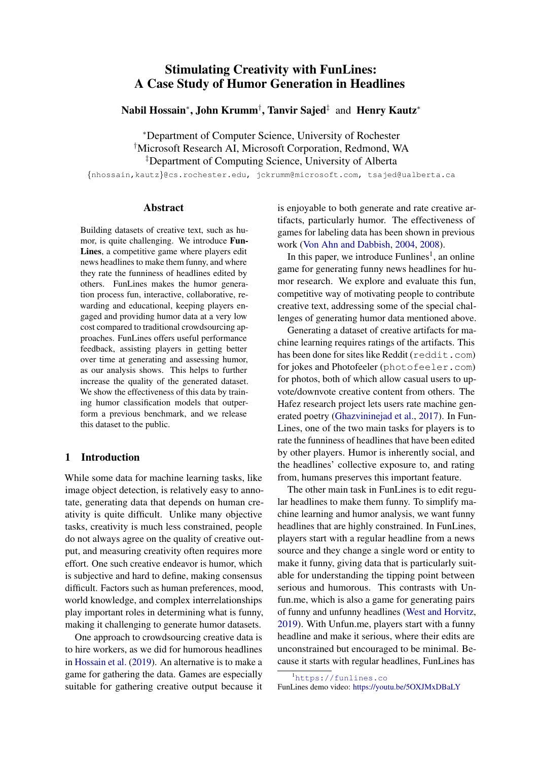# Stimulating Creativity with FunLines: A Case Study of Humor Generation in Headlines

**Nabil Hossain**[*], **John Krumm**[†], **Tanvir Sajed**[‡] and **Henry Kautz**[*]

[*]Department of Computer Science, University of Rochester
[†]Microsoft Research AI, Microsoft Corporation, Redmond, WA
[‡]Department of Computing Science, University of Alberta
{nhossain,kautz}@cs.rochester.edu, jckrumm@microsoft.com, tsajed@ualberta.ca

## Abstract

Building datasets of creative text, such as humor, is quite challenging. We introduce **FunLines**, a competitive game where players edit news headlines to make them funny, and where they rate the funniness of headlines edited by others. FunLines makes the humor generation process fun, interactive, collaborative, rewarding and educational, keeping players engaged and providing humor data at a very low cost compared to traditional crowdsourcing approaches. FunLines offers useful performance feedback, assisting players in getting better over time at generating and assessing humor, as our analysis shows. This helps to further increase the quality of the generated dataset. We show the effectiveness of this data by training humor classification models that outperform a previous benchmark, and we release this dataset to the public.

## 1 Introduction

While some data for machine learning tasks, like image object detection, is relatively easy to annotate, generating data that depends on human creativity is quite difficult. Unlike many objective tasks, creativity is much less constrained, people do not always agree on the quality of creative output, and measuring creativity often requires more effort. One such creative endeavor is humor, which is subjective and hard to define, making consensus difficult. Factors such as human preferences, mood, world knowledge, and complex interrelationships play important roles in determining what is funny, making it challenging to generate humor datasets.

One approach to crowdsourcing creative data is to hire workers, as we did for humorous headlines in Hossain et al. (2019). An alternative is to make a game for gathering the data. Games are especially suitable for gathering creative output because it is enjoyable to both generate and rate creative artifacts, particularly humor. The effectiveness of games for labeling data has been shown in previous work (Von Ahn and Dabbish, 2004, 2008).

In this paper, we introduce Funlines[1], an online game for generating funny news headlines for humor research. We explore and evaluate this fun, competitive way of motivating people to contribute creative text, addressing some of the special challenges of generating humor data mentioned above.

Generating a dataset of creative artifacts for machine learning requires ratings of the artifacts. This has been done for sites like Reddit (reddit.com) for jokes and Photofeeler (photofeeler.com) for photos, both of which allow casual users to upvote/downvote creative content from others. The Hafez research project lets users rate machine generated poetry (Ghazvininejad et al., 2017). In FunLines, one of the two main tasks for players is to rate the funniness of headlines that have been edited by other players. Humor is inherently social, and the headlines' collective exposure to, and rating from, humans preserves this important feature.

The other main task in FunLines is to edit regular headlines to make them funny. To simplify machine learning and humor analysis, we want funny headlines that are highly constrained. In FunLines, players start with a regular headline from a news source and they change a single word or entity to make it funny, giving data that is particularly suitable for understanding the tipping point between serious and humorous. This contrasts with Unfun.me, which is also a game for generating pairs of funny and unfunny headlines (West and Horvitz, 2019). With Unfun.me, players start with a funny headline and make it serious, where their edits are unconstrained but encouraged to be minimal. Because it starts with regular headlines, FunLines has

[1]https://funlines.co
FunLines demo video: https://youtu.be/5OXJMxDBaLY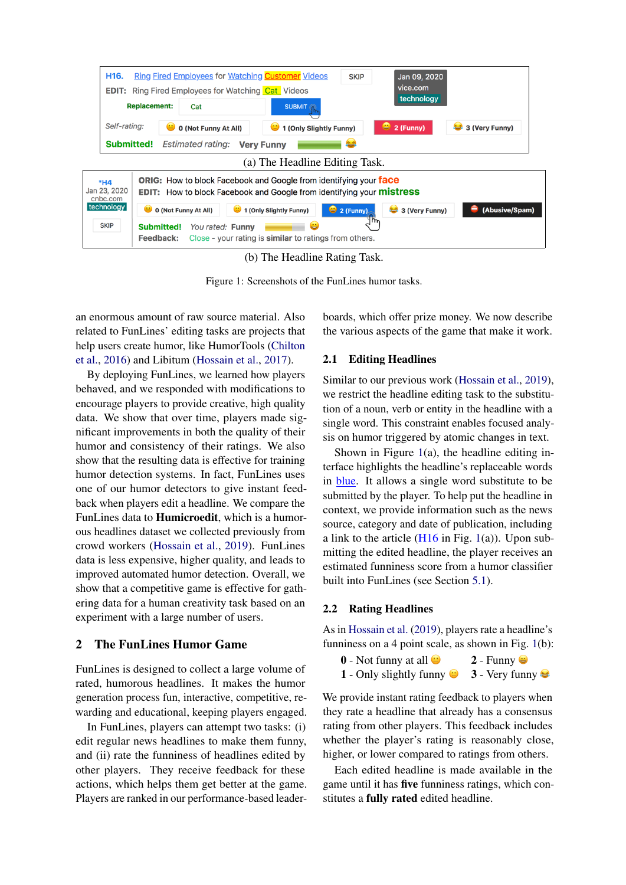(a) The Headline Editing Task.

(b) The Headline Rating Task.

Figure 1: Screenshots of the FunLines humor tasks.

an enormous amount of raw source material. Also related to FunLines' editing tasks are projects that help users create humor, like HumorTools (Chilton et al., 2016) and Libitum (Hossain et al., 2017).

By deploying FunLines, we learned how players behaved, and we responded with modifications to encourage players to provide creative, high quality data. We show that over time, players made significant improvements in both the quality of their humor and consistency of their ratings. We also show that the resulting data is effective for training humor detection systems. In fact, FunLines uses one of our humor detectors to give instant feedback when players edit a headline. We compare the FunLines data to **Humicroedit**, which is a humorous headlines dataset we collected previously from crowd workers (Hossain et al., 2019). FunLines data is less expensive, higher quality, and leads to improved automated humor detection. Overall, we show that a competitive game is effective for gathering data for a human creativity task based on an experiment with a large number of users.

## 2 The FunLines Humor Game

FunLines is designed to collect a large volume of rated, humorous headlines. It makes the humor generation process fun, interactive, competitive, rewarding and educational, keeping players engaged.

In FunLines, players can attempt two tasks: (i) edit regular news headlines to make them funny, and (ii) rate the funniness of headlines edited by other players. They receive feedback for these actions, which helps them get better at the game. Players are ranked in our performance-based leaderboards, which offer prize money. We now describe the various aspects of the game that make it work.

### 2.1 Editing Headlines

Similar to our previous work (Hossain et al., 2019), we restrict the headline editing task to the substitution of a noun, verb or entity in the headline with a single word. This constraint enables focused analysis on humor triggered by atomic changes in text.

Shown in Figure 1(a), the headline editing interface highlights the headline's replaceable words in blue. It allows a single word substitute to be submitted by the player. To help put the headline in context, we provide information such as the news source, category and date of publication, including a link to the article (H16 in Fig. 1(a)). Upon submitting the edited headline, the player receives an estimated funniness score from a humor classifier built into FunLines (see Section 5.1).

### 2.2 Rating Headlines

As in Hossain et al. (2019), players rate a headline's funniness on a 4 point scale, as shown in Fig. 1(b):

**0** - Not funny at all 😐 **2** - Funny 😄
**1** - Only slightly funny 🙂 **3** - Very funny 😂

We provide instant rating feedback to players when they rate a headline that already has a consensus rating from other players. This feedback includes whether the player's rating is reasonably close, higher, or lower compared to ratings from others.

Each edited headline is made available in the game until it has **five** funniness ratings, which constitutes a **fully rated** edited headline.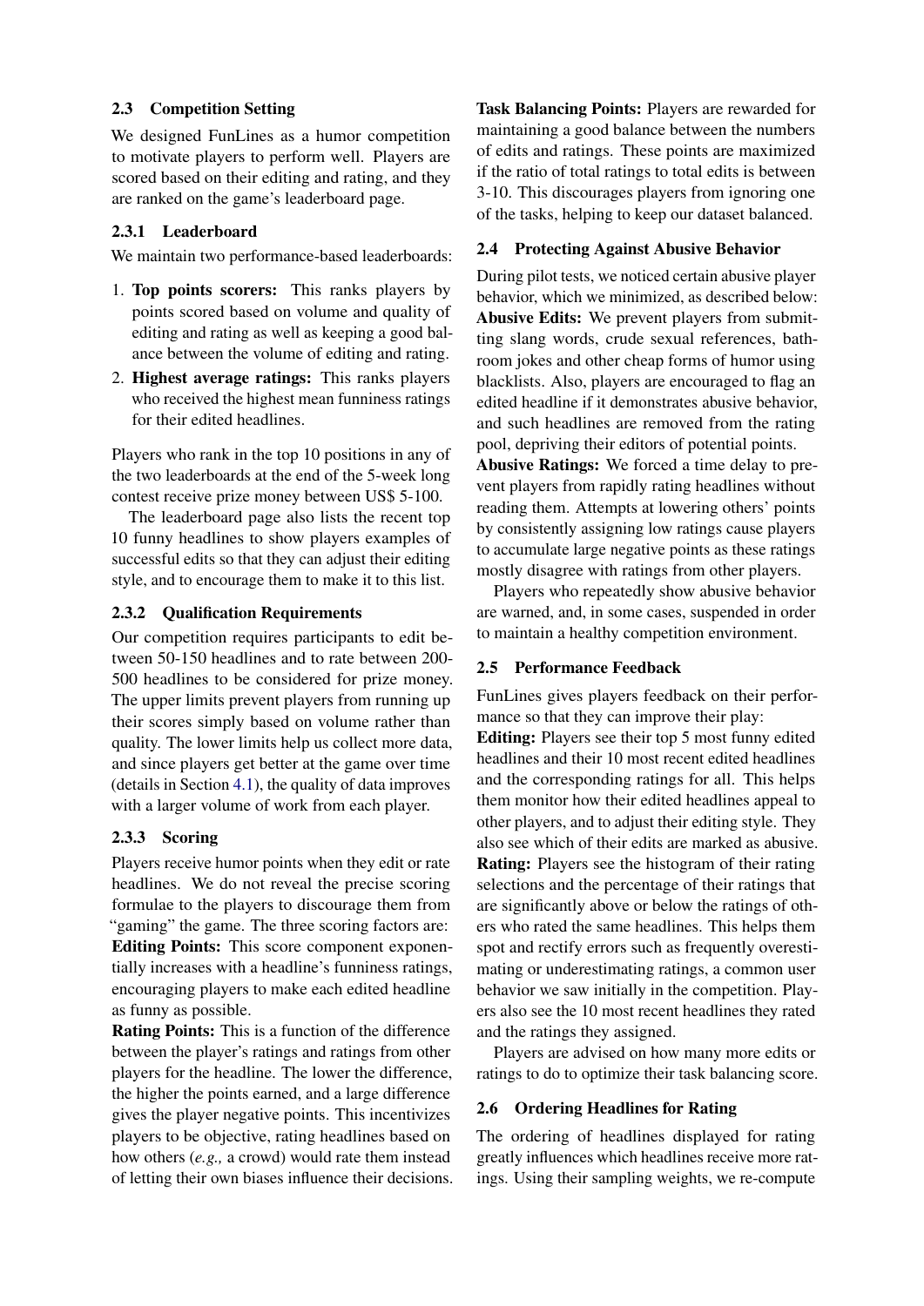### 2.3 Competition Setting

We designed FunLines as a humor competition to motivate players to perform well. Players are scored based on their editing and rating, and they are ranked on the game's leaderboard page.

#### 2.3.1 Leaderboard

We maintain two performance-based leaderboards:

1. **Top points scorers:** This ranks players by points scored based on volume and quality of editing and rating as well as keeping a good balance between the volume of editing and rating.
2. **Highest average ratings:** This ranks players who received the highest mean funniness ratings for their edited headlines.

Players who rank in the top 10 positions in any of the two leaderboards at the end of the 5-week long contest receive prize money between US$ 5-100.

The leaderboard page also lists the recent top 10 funny headlines to show players examples of successful edits so that they can adjust their editing style, and to encourage them to make it to this list.

#### 2.3.2 Qualification Requirements

Our competition requires participants to edit between 50-150 headlines and to rate between 200-500 headlines to be considered for prize money. The upper limits prevent players from running up their scores simply based on volume rather than quality. The lower limits help us collect more data, and since players get better at the game over time (details in Section 4.1), the quality of data improves with a larger volume of work from each player.

#### 2.3.3 Scoring

Players receive humor points when they edit or rate headlines. We do not reveal the precise scoring formulae to the players to discourage them from "gaming" the game. The three scoring factors are:

**Editing Points:** This score component exponentially increases with a headline's funniness ratings, encouraging players to make each edited headline as funny as possible.

**Rating Points:** This is a function of the difference between the player's ratings and ratings from other players for the headline. The lower the difference, the higher the points earned, and a large difference gives the player negative points. This incentivizes players to be objective, rating headlines based on how others (*e.g.,* a crowd) would rate them instead of letting their own biases influence their decisions.

**Task Balancing Points:** Players are rewarded for maintaining a good balance between the numbers of edits and ratings. These points are maximized if the ratio of total ratings to total edits is between 3-10. This discourages players from ignoring one of the tasks, helping to keep our dataset balanced.

### 2.4 Protecting Against Abusive Behavior

During pilot tests, we noticed certain abusive player behavior, which we minimized, as described below:

**Abusive Edits:** We prevent players from submitting slang words, crude sexual references, bathroom jokes and other cheap forms of humor using blacklists. Also, players are encouraged to flag an edited headline if it demonstrates abusive behavior, and such headlines are removed from the rating pool, depriving their editors of potential points.

**Abusive Ratings:** We forced a time delay to prevent players from rapidly rating headlines without reading them. Attempts at lowering others' points by consistently assigning low ratings cause players to accumulate large negative points as these ratings mostly disagree with ratings from other players.

Players who repeatedly show abusive behavior are warned, and, in some cases, suspended in order to maintain a healthy competition environment.

### 2.5 Performance Feedback

FunLines gives players feedback on their performance so that they can improve their play:

**Editing:** Players see their top 5 most funny edited headlines and their 10 most recent edited headlines and the corresponding ratings for all. This helps them monitor how their edited headlines appeal to other players, and to adjust their editing style. They also see which of their edits are marked as abusive.

**Rating:** Players see the histogram of their rating selections and the percentage of their ratings that are significantly above or below the ratings of others who rated the same headlines. This helps them spot and rectify errors such as frequently overestimating or underestimating ratings, a common user behavior we saw initially in the competition. Players also see the 10 most recent headlines they rated and the ratings they assigned.

Players are advised on how many more edits or ratings to do to optimize their task balancing score.

### 2.6 Ordering Headlines for Rating

The ordering of headlines displayed for rating greatly influences which headlines receive more ratings. Using their sampling weights, we re-compute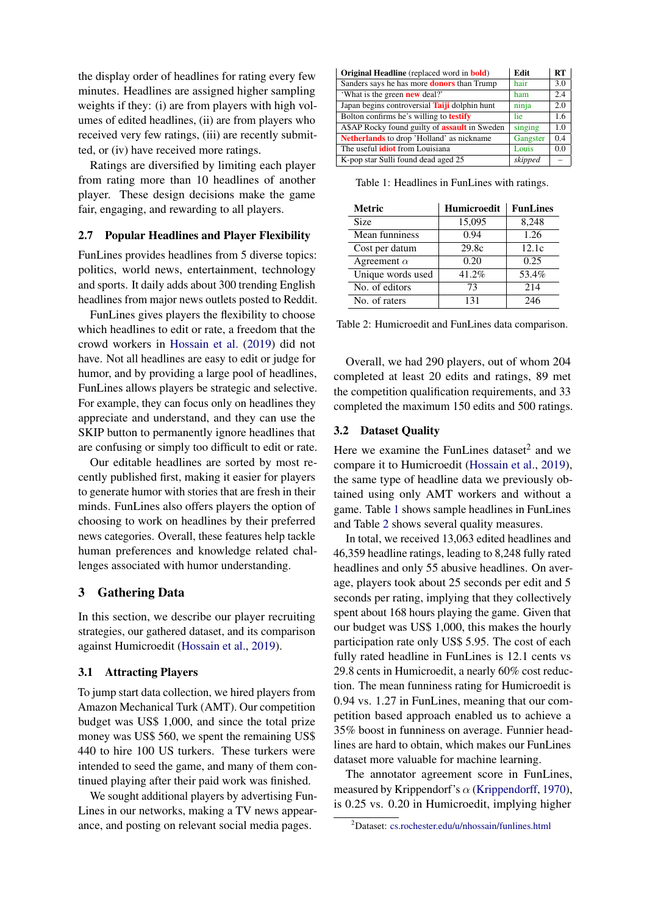the display order of headlines for rating every few minutes. Headlines are assigned higher sampling weights if they: (i) are from players with high volumes of edited headlines, (ii) are from players who received very few ratings, (iii) are recently submitted, or (iv) have received more ratings.

Ratings are diversified by limiting each player from rating more than 10 headlines of another player. These design decisions make the game fair, engaging, and rewarding to all players.

### 2.7 Popular Headlines and Player Flexibility

FunLines provides headlines from 5 diverse topics: politics, world news, entertainment, technology and sports. It daily adds about 300 trending English headlines from major news outlets posted to Reddit.

FunLines gives players the flexibility to choose which headlines to edit or rate, a freedom that the crowd workers in Hossain et al. (2019) did not have. Not all headlines are easy to edit or judge for humor, and by providing a large pool of headlines, FunLines allows players be strategic and selective. For example, they can focus only on headlines they appreciate and understand, and they can use the SKIP button to permanently ignore headlines that are confusing or simply too difficult to edit or rate.

Our editable headlines are sorted by most recently published first, making it easier for players to generate humor with stories that are fresh in their minds. FunLines also offers players the option of choosing to work on headlines by their preferred news categories. Overall, these features help tackle human preferences and knowledge related challenges associated with humor understanding.

## 3 Gathering Data

In this section, we describe our player recruiting strategies, our gathered dataset, and its comparison against Humicroedit (Hossain et al., 2019).

### 3.1 Attracting Players

To jump start data collection, we hired players from Amazon Mechanical Turk (AMT). Our competition budget was US$ 1,000, and since the total prize money was US$ 560, we spent the remaining US$ 440 to hire 100 US turkers. These turkers were intended to seed the game, and many of them continued playing after their paid work was finished.

We sought additional players by advertising FunLines in our networks, making a TV news appearance, and posting on relevant social media pages.

| **Original Headline** (replaced word in **bold**) | Edit | RT |
|---|---|---|
| Sanders says he has more **donors** than Trump | hair | 3.0 |
| 'What is the green **new** deal?' | ham | 2.4 |
| Japan begins controversial **Taiji** dolphin hunt | ninja | 2.0 |
| Bolton confirms he's willing to **testify** | lie | 1.6 |
| A$AP Rocky found guilty of **assault** in Sweden | singing | 1.0 |
| **Netherlands** to drop 'Holland' as nickname | Gangster | 0.4 |
| The useful **idiot** from Louisiana | Louis | 0.0 |
| K-pop star Sulli found dead aged 25 | *skipped* | – |

Table 1: Headlines in FunLines with ratings.

| Metric | Humicroedit | FunLines |
|---|---|---|
| Size | 15,095 | 8,248 |
| Mean funniness | 0.94 | 1.26 |
| Cost per datum | 29.8c | 12.1c |
| Agreement $\alpha$ | 0.20 | 0.25 |
| Unique words used | 41.2% | 53.4% |
| No. of editors | 73 | 214 |
| No. of raters | 131 | 246 |

Table 2: Humicroedit and FunLines data comparison.

Overall, we had 290 players, out of whom 204 completed at least 20 edits and ratings, 89 met the competition qualification requirements, and 33 completed the maximum 150 edits and 500 ratings.

### 3.2 Dataset Quality

Here we examine the FunLines dataset[2] and we compare it to Humicroedit (Hossain et al., 2019), the same type of headline data we previously obtained using only AMT workers and without a game. Table 1 shows sample headlines in FunLines and Table 2 shows several quality measures.

In total, we received 13,063 edited headlines and 46,359 headline ratings, leading to 8,248 fully rated headlines and only 55 abusive headlines. On average, players took about 25 seconds per edit and 5 seconds per rating, implying that they collectively spent about 168 hours playing the game. Given that our budget was US$ 1,000, this makes the hourly participation rate only US$ 5.95. The cost of each fully rated headline in FunLines is 12.1 cents vs 29.8 cents in Humicroedit, a nearly 60% cost reduction. The mean funniness rating for Humicroedit is 0.94 vs. 1.27 in FunLines, meaning that our competition based approach enabled us to achieve a 35% boost in funniness on average. Funnier headlines are hard to obtain, which makes our FunLines dataset more valuable for machine learning.

The annotator agreement score in FunLines, measured by Krippendorff's $\alpha$ (Krippendorff, 1970), is 0.25 vs. 0.20 in Humicroedit, implying higher

[2]Dataset: cs.rochester.edu/u/nhossain/funlines.html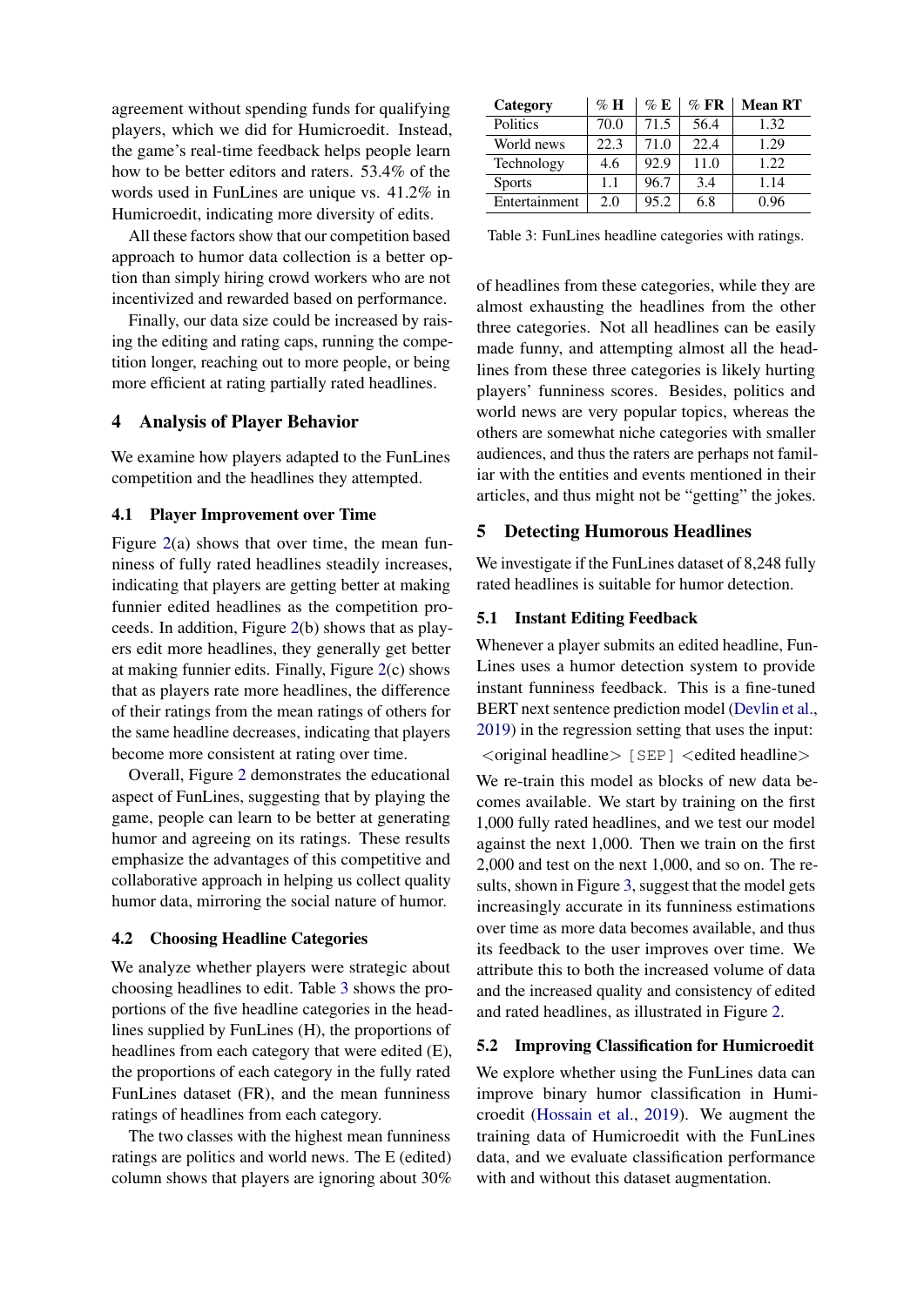agreement without spending funds for qualifying players, which we did for Humicroedit. Instead, the game's real-time feedback helps people learn how to be better editors and raters. 53.4% of the words used in FunLines are unique vs. 41.2% in Humicroedit, indicating more diversity of edits.

All these factors show that our competition based approach to humor data collection is a better option than simply hiring crowd workers who are not incentivized and rewarded based on performance.

Finally, our data size could be increased by raising the editing and rating caps, running the competition longer, reaching out to more people, or being more efficient at rating partially rated headlines.

## 4 Analysis of Player Behavior

We examine how players adapted to the FunLines competition and the headlines they attempted.

### 4.1 Player Improvement over Time

Figure 2(a) shows that over time, the mean funniness of fully rated headlines steadily increases, indicating that players are getting better at making funnier edited headlines as the competition proceeds. In addition, Figure 2(b) shows that as players edit more headlines, they generally get better at making funnier edits. Finally, Figure 2(c) shows that as players rate more headlines, the difference of their ratings from the mean ratings of others for the same headline decreases, indicating that players become more consistent at rating over time.

Overall, Figure 2 demonstrates the educational aspect of FunLines, suggesting that by playing the game, people can learn to be better at generating humor and agreeing on its ratings. These results emphasize the advantages of this competitive and collaborative approach in helping us collect quality humor data, mirroring the social nature of humor.

### 4.2 Choosing Headline Categories

We analyze whether players were strategic about choosing headlines to edit. Table 3 shows the proportions of the five headline categories in the headlines supplied by FunLines (H), the proportions of headlines from each category that were edited (E), the proportions of each category in the fully rated FunLines dataset (FR), and the mean funniness ratings of headlines from each category.

The two classes with the highest mean funniness ratings are politics and world news. The E (edited) column shows that players are ignoring about 30% of headlines from these categories, while they are almost exhausting the headlines from the other three categories. Not all headlines can be easily made funny, and attempting almost all the headlines from these three categories is likely hurting players' funniness scores. Besides, politics and world news are very popular topics, whereas the others are somewhat niche categories with smaller audiences, and thus the raters are perhaps not familiar with the entities and events mentioned in their articles, and thus might not be "getting" the jokes.

| Category | % H | % E | % FR | Mean RT |
|---|---|---|---|---|
| Politics | 70.0 | 71.5 | 56.4 | 1.32 |
| World news | 22.3 | 71.0 | 22.4 | 1.29 |
| Technology | 4.6 | 92.9 | 11.0 | 1.22 |
| Sports | 1.1 | 96.7 | 3.4 | 1.14 |
| Entertainment | 2.0 | 95.2 | 6.8 | 0.96 |

Table 3: FunLines headline categories with ratings.

## 5 Detecting Humorous Headlines

We investigate if the FunLines dataset of 8,248 fully rated headlines is suitable for humor detection.

### 5.1 Instant Editing Feedback

Whenever a player submits an edited headline, FunLines uses a humor detection system to provide instant funniness feedback. This is a fine-tuned BERT next sentence prediction model (Devlin et al., 2019) in the regression setting that uses the input:

<original headline> [SEP] <edited headline>

We re-train this model as blocks of new data becomes available. We start by training on the first 1,000 fully rated headlines, and we test our model against the next 1,000. Then we train on the first 2,000 and test on the next 1,000, and so on. The results, shown in Figure 3, suggest that the model gets increasingly accurate in its funniness estimations over time as more data becomes available, and thus its feedback to the user improves over time. We attribute this to both the increased volume of data and the increased quality and consistency of edited and rated headlines, as illustrated in Figure 2.

### 5.2 Improving Classification for Humicroedit

We explore whether using the FunLines data can improve binary humor classification in Humicroedit (Hossain et al., 2019). We augment the training data of Humicroedit with the FunLines data, and we evaluate classification performance with and without this dataset augmentation.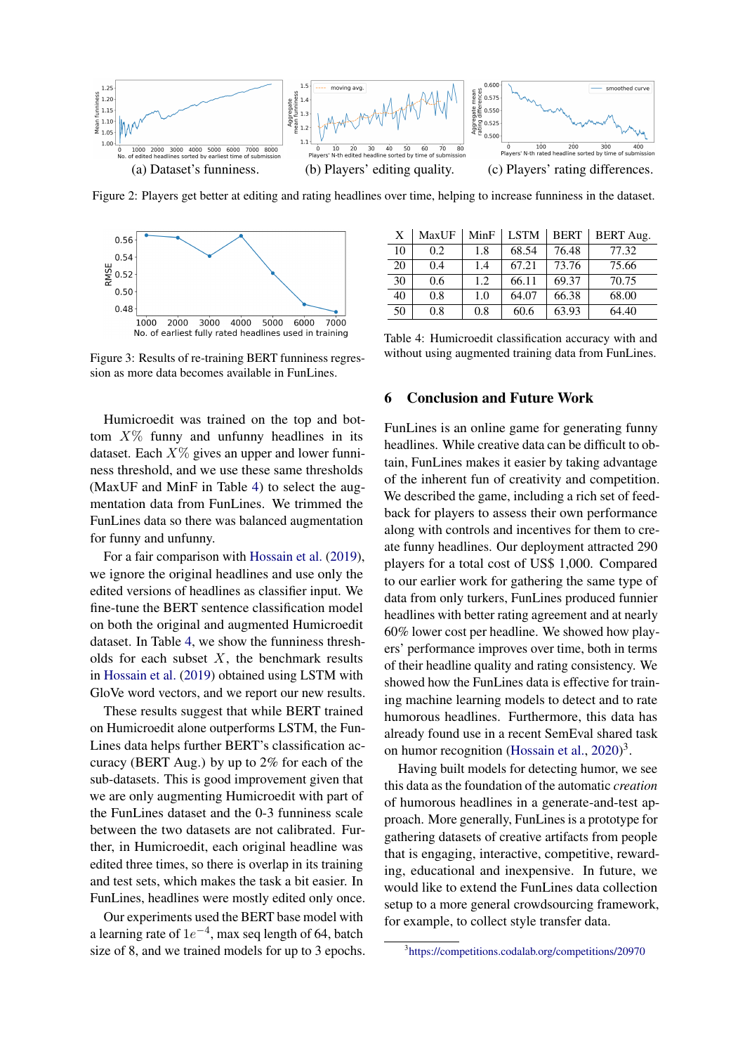(a) Dataset's funniness. (b) Players' editing quality. (c) Players' rating differences.

Figure 2: Players get better at editing and rating headlines over time, helping to increase funniness in the dataset.

Figure 3: Results of re-training BERT funniness regression as more data becomes available in FunLines.

| X | MaxUF | MinF | LSTM | BERT | BERT Aug. |
|---|---|---|---|---|---|
| 10 | 0.2 | 1.8 | 68.54 | 76.48 | 77.32 |
| 20 | 0.4 | 1.4 | 67.21 | 73.76 | 75.66 |
| 30 | 0.6 | 1.2 | 66.11 | 69.37 | 70.75 |
| 40 | 0.8 | 1.0 | 64.07 | 66.38 | 68.00 |
| 50 | 0.8 | 0.8 | 60.6 | 63.93 | 64.40 |

Table 4: Humicroedit classification accuracy with and without using augmented training data from FunLines.

Humicroedit was trained on the top and bottom $X\%$ funny and unfunny headlines in its dataset. Each $X\%$ gives an upper and lower funniness threshold, and we use these same thresholds (MaxUF and MinF in Table 4) to select the augmentation data from FunLines. We trimmed the FunLines data so there was balanced augmentation for funny and unfunny.

For a fair comparison with Hossain et al. (2019), we ignore the original headlines and use only the edited versions of headlines as classifier input. We fine-tune the BERT sentence classification model on both the original and augmented Humicroedit dataset. In Table 4, we show the funniness thresholds for each subset $X$, the benchmark results in Hossain et al. (2019) obtained using LSTM with GloVe word vectors, and we report our new results.

These results suggest that while BERT trained on Humicroedit alone outperforms LSTM, the FunLines data helps further BERT's classification accuracy (BERT Aug.) by up to 2% for each of the sub-datasets. This is good improvement given that we are only augmenting Humicroedit with part of the FunLines dataset and the 0-3 funniness scale between the two datasets are not calibrated. Further, in Humicroedit, each original headline was edited three times, so there is overlap in its training and test sets, which makes the task a bit easier. In FunLines, headlines were mostly edited only once.

Our experiments used the BERT base model with a learning rate of $1e^{-4}$, max seq length of 64, batch size of 8, and we trained models for up to 3 epochs.

## 6 Conclusion and Future Work

FunLines is an online game for generating funny headlines. While creative data can be difficult to obtain, FunLines makes it easier by taking advantage of the inherent fun of creativity and competition. We described the game, including a rich set of feedback for players to assess their own performance along with controls and incentives for them to create funny headlines. Our deployment attracted 290 players for a total cost of US$ 1,000. Compared to our earlier work for gathering the same type of data from only turkers, FunLines produced funnier headlines with better rating agreement and at nearly 60% lower cost per headline. We showed how players' performance improves over time, both in terms of their headline quality and rating consistency. We showed how the FunLines data is effective for training machine learning models to detect and to rate humorous headlines. Furthermore, this data has already found use in a recent SemEval shared task on humor recognition (Hossain et al., 2020)[3].

Having built models for detecting humor, we see this data as the foundation of the automatic *creation* of humorous headlines in a generate-and-test approach. More generally, FunLines is a prototype for gathering datasets of creative artifacts from people that is engaging, interactive, competitive, rewarding, educational and inexpensive. In future, we would like to extend the FunLines data collection setup to a more general crowdsourcing framework, for example, to collect style transfer data.

[3] https://competitions.codalab.org/competitions/20970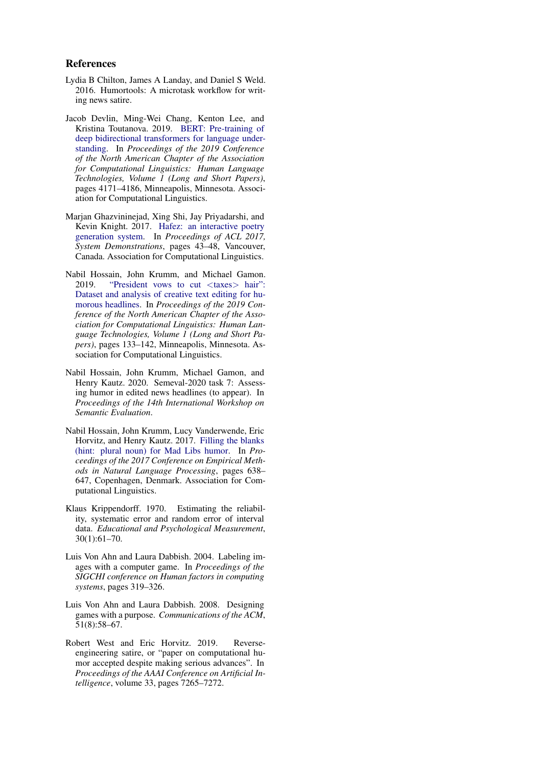## References

Lydia B Chilton, James A Landay, and Daniel S Weld. 2016. Humortools: A microtask workflow for writing news satire.

Jacob Devlin, Ming-Wei Chang, Kenton Lee, and Kristina Toutanova. 2019. BERT: Pre-training of deep bidirectional transformers for language understanding. In *Proceedings of the 2019 Conference of the North American Chapter of the Association for Computational Linguistics: Human Language Technologies, Volume 1 (Long and Short Papers)*, pages 4171–4186, Minneapolis, Minnesota. Association for Computational Linguistics.

Marjan Ghazvininejad, Xing Shi, Jay Priyadarshi, and Kevin Knight. 2017. Hafez: an interactive poetry generation system. In *Proceedings of ACL 2017, System Demonstrations*, pages 43–48, Vancouver, Canada. Association for Computational Linguistics.

Nabil Hossain, John Krumm, and Michael Gamon. 2019. "President vows to cut <taxes> hair": Dataset and analysis of creative text editing for humorous headlines. In *Proceedings of the 2019 Conference of the North American Chapter of the Association for Computational Linguistics: Human Language Technologies, Volume 1 (Long and Short Papers)*, pages 133–142, Minneapolis, Minnesota. Association for Computational Linguistics.

Nabil Hossain, John Krumm, Michael Gamon, and Henry Kautz. 2020. Semeval-2020 task 7: Assessing humor in edited news headlines (to appear). In *Proceedings of the 14th International Workshop on Semantic Evaluation*.

Nabil Hossain, John Krumm, Lucy Vanderwende, Eric Horvitz, and Henry Kautz. 2017. Filling the blanks (hint: plural noun) for Mad Libs humor. In *Proceedings of the 2017 Conference on Empirical Methods in Natural Language Processing*, pages 638–647, Copenhagen, Denmark. Association for Computational Linguistics.

Klaus Krippendorff. 1970. Estimating the reliability, systematic error and random error of interval data. *Educational and Psychological Measurement*, 30(1):61–70.

Luis Von Ahn and Laura Dabbish. 2004. Labeling images with a computer game. In *Proceedings of the SIGCHI conference on Human factors in computing systems*, pages 319–326.

Luis Von Ahn and Laura Dabbish. 2008. Designing games with a purpose. *Communications of the ACM*, 51(8):58–67.

Robert West and Eric Horvitz. 2019. Reverse-engineering satire, or "paper on computational humor accepted despite making serious advances". In *Proceedings of the AAAI Conference on Artificial Intelligence*, volume 33, pages 7265–7272.